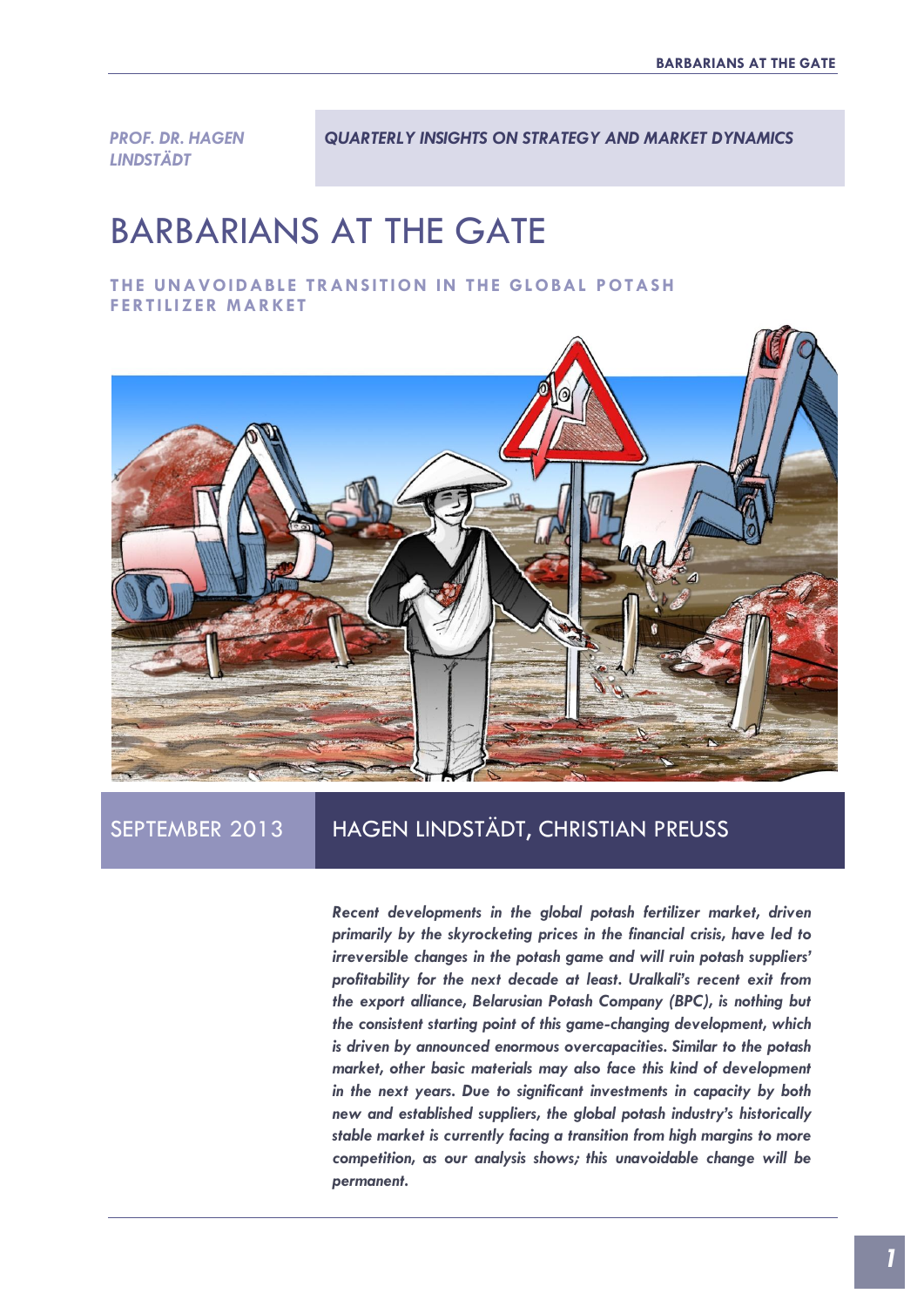*PROF. DR. HAGEN LINDSTÄDT*

*QUARTERLY INSIGHTS ON STRATEGY AND MARKET DYNAMICS*

# BARBARIANS AT THE GATE

## THE UNAVOIDABLE TRANSITION IN THE GLOBAL POTASH FERTILIZER MARKET

SEPTEMBER 2013

HAGEN LINDSTÄDT, CHRISTIAN PREUSS

***Recent developments in the global potash fertilizer market, driven primarily by the skyrocketing prices in the financial crisis, have led to irreversible changes in the potash game and will ruin potash suppliers' profitability for the next decade at least. Uralkali's recent exit from the export alliance, Belarusian Potash Company (BPC), is nothing but the consistent starting point of this game-changing development, which is driven by announced enormous overcapacities. Similar to the potash market, other basic materials may also face this kind of development in the next years. Due to significant investments in capacity by both new and established suppliers, the global potash industry's historically stable market is currently facing a transition from high margins to more competition, as our analysis shows; this unavoidable change will be permanent.***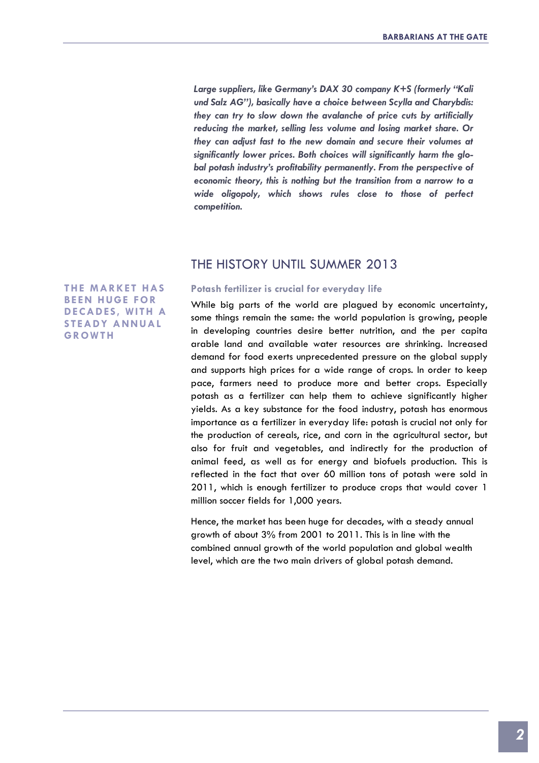*Large suppliers, like Germany's DAX 30 company K+S (formerly "Kali und Salz AG"), basically have a choice between Scylla and Charybdis: they can try to slow down the avalanche of price cuts by artificially reducing the market, selling less volume and losing market share. Or they can adjust fast to the new domain and secure their volumes at significantly lower prices. Both choices will significantly harm the global potash industry's profitability permanently. From the perspective of economic theory, this is nothing but the transition from a narrow to a wide oligopoly, which shows rules close to those of perfect competition.*

## THE HISTORY UNTIL SUMMER 2013

**THE MARKET HAS BEEN HUGE FOR DECADES, WITH A STEADY ANNUAL GROWTH**

### Potash fertilizer is crucial for everyday life

While big parts of the world are plagued by economic uncertainty, some things remain the same: the world population is growing, people in developing countries desire better nutrition, and the per capita arable land and available water resources are shrinking. Increased demand for food exerts unprecedented pressure on the global supply and supports high prices for a wide range of crops. In order to keep pace, farmers need to produce more and better crops. Especially potash as a fertilizer can help them to achieve significantly higher yields. As a key substance for the food industry, potash has enormous importance as a fertilizer in everyday life: potash is crucial not only for the production of cereals, rice, and corn in the agricultural sector, but also for fruit and vegetables, and indirectly for the production of animal feed, as well as for energy and biofuels production. This is reflected in the fact that over 60 million tons of potash were sold in 2011, which is enough fertilizer to produce crops that would cover 1 million soccer fields for 1,000 years.

Hence, the market has been huge for decades, with a steady annual growth of about 3% from 2001 to 2011. This is in line with the combined annual growth of the world population and global wealth level, which are the two main drivers of global potash demand.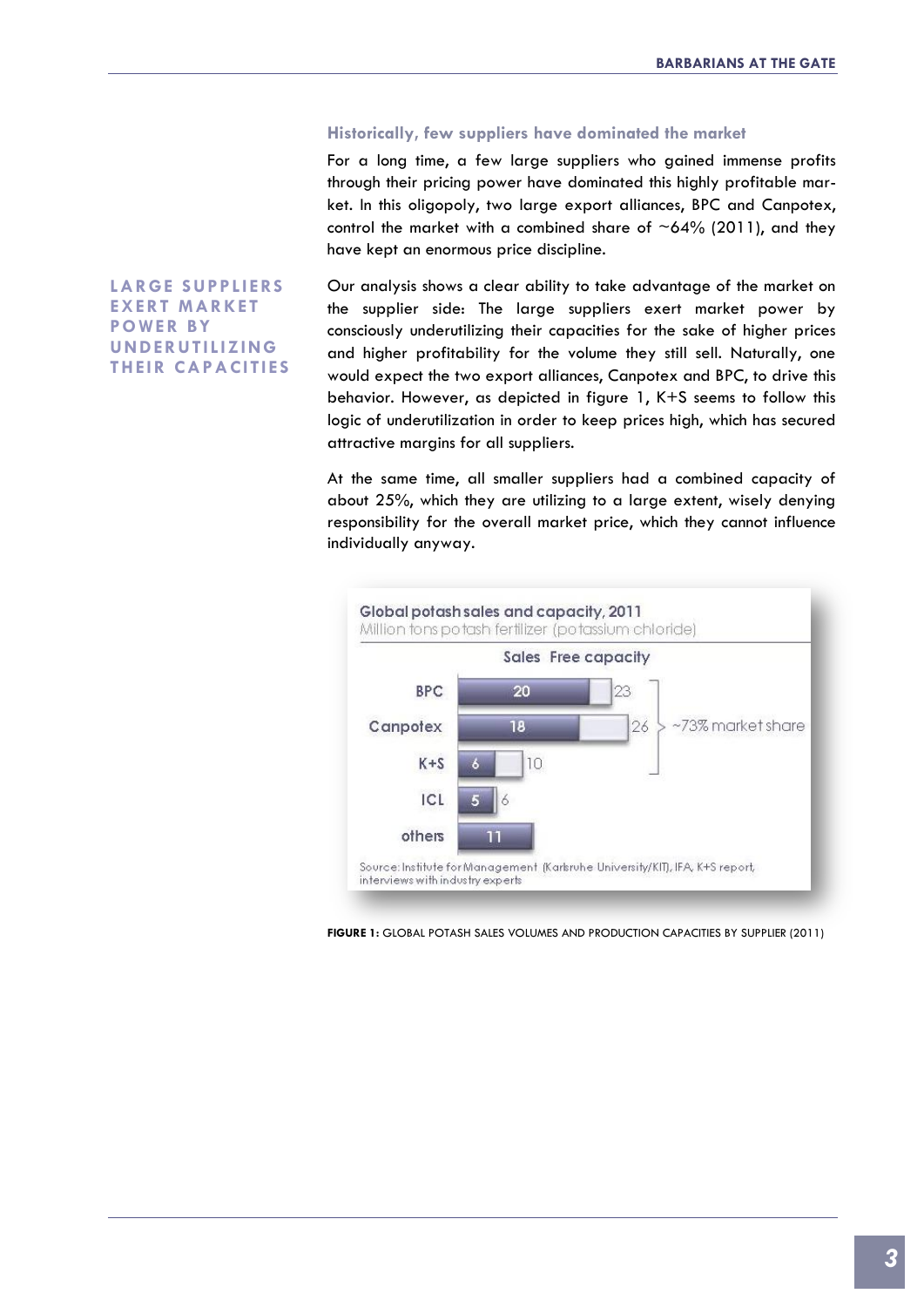### Historically, few suppliers have dominated the market

For a long time, a few large suppliers who gained immense profits through their pricing power have dominated this highly profitable market. In this oligopoly, two large export alliances, BPC and Canpotex, control the market with a combined share of ~64% (2011), and they have kept an enormous price discipline.

**LARGE SUPPLIERS EXERT MARKET POWER BY UNDERUTILIZING THEIR CAPACITIES**

Our analysis shows a clear ability to take advantage of the market on the supplier side: The large suppliers exert market power by consciously underutilizing their capacities for the sake of higher prices and higher profitability for the volume they still sell. Naturally, one would expect the two export alliances, Canpotex and BPC, to drive this behavior. However, as depicted in figure 1, K+S seems to follow this logic of underutilization in order to keep prices high, which has secured attractive margins for all suppliers.

At the same time, all smaller suppliers had a combined capacity of about 25%, which they are utilizing to a large extent, wisely denying responsibility for the overall market price, which they cannot influence individually anyway.

**Global potash sales and capacity, 2011**
Million tons potash fertilizer (potassium chloride)

| | Sales | Sales + Free capacity |
|---|---|---|
| BPC | 20 | 23 |
| Canpotex | 18 | 26 |
| K+S | 6 | 10 |
| ICL | 5 | 6 |
| others | 11 | |

BPC, Canpotex and K+S: ~73% market share

Source: Institute for Management (Karlsruhe University/KIT), IFA, K+S report, interviews with industry experts

**FIGURE 1:** GLOBAL POTASH SALES VOLUMES AND PRODUCTION CAPACITIES BY SUPPLIER (2011)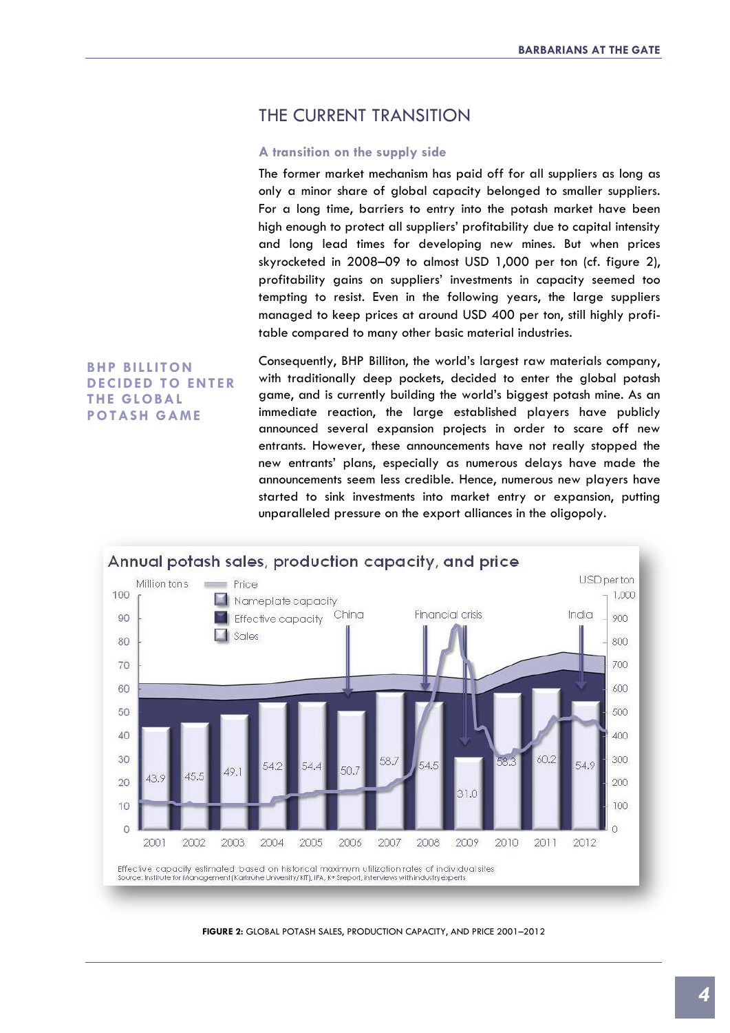## THE CURRENT TRANSITION

### A transition on the supply side

The former market mechanism has paid off for all suppliers as long as only a minor share of global capacity belonged to smaller suppliers. For a long time, barriers to entry into the potash market have been high enough to protect all suppliers' profitability due to capital intensity and long lead times for developing new mines. But when prices skyrocketed in 2008–09 to almost USD 1,000 per ton (cf. figure 2), profitability gains on suppliers' investments in capacity seemed too tempting to resist. Even in the following years, the large suppliers managed to keep prices at around USD 400 per ton, still highly profitable compared to many other basic material industries.

**BHP BILLITON DECIDED TO ENTER THE GLOBAL POTASH GAME**

Consequently, BHP Billiton, the world's largest raw materials company, with traditionally deep pockets, decided to enter the global potash game, and is currently building the world's biggest potash mine. As an immediate reaction, the large established players have publicly announced several expansion projects in order to scare off new entrants. However, these announcements have not really stopped the new entrants' plans, especially as numerous delays have made the announcements seem less credible. Hence, numerous new players have started to sink investments into market entry or expansion, putting unparalleled pressure on the export alliances in the oligopoly.

**Annual potash sales, production capacity, and price**

| Year | Sales (Million tons) |
|---|---|
| 2001 | 43.9 |
| 2002 | 45.5 |
| 2003 | 49.1 |
| 2004 | 54.2 |
| 2005 | 54.4 |
| 2006 | 50.7 |
| 2007 | 58.7 |
| 2008 | 54.5 |
| 2009 | 31.0 |
| 2010 | 58.3 |
| 2011 | 60.2 |
| 2012 | 54.9 |

Legend: Price; Nameplate capacity; Effective capacity; Sales. Left axis: Million tons; right axis: USD per ton. Annotations: China (2006), Financial crisis (2008–2009), India (2012).

Effective capacity estimated based on historical maximum utilization rates of individual sites
Source: Institute for Management (Karlsruhe University/KIT), IFA, K+S report, interviews with industry experts

**FIGURE 2:** GLOBAL POTASH SALES, PRODUCTION CAPACITY, AND PRICE 2001–2012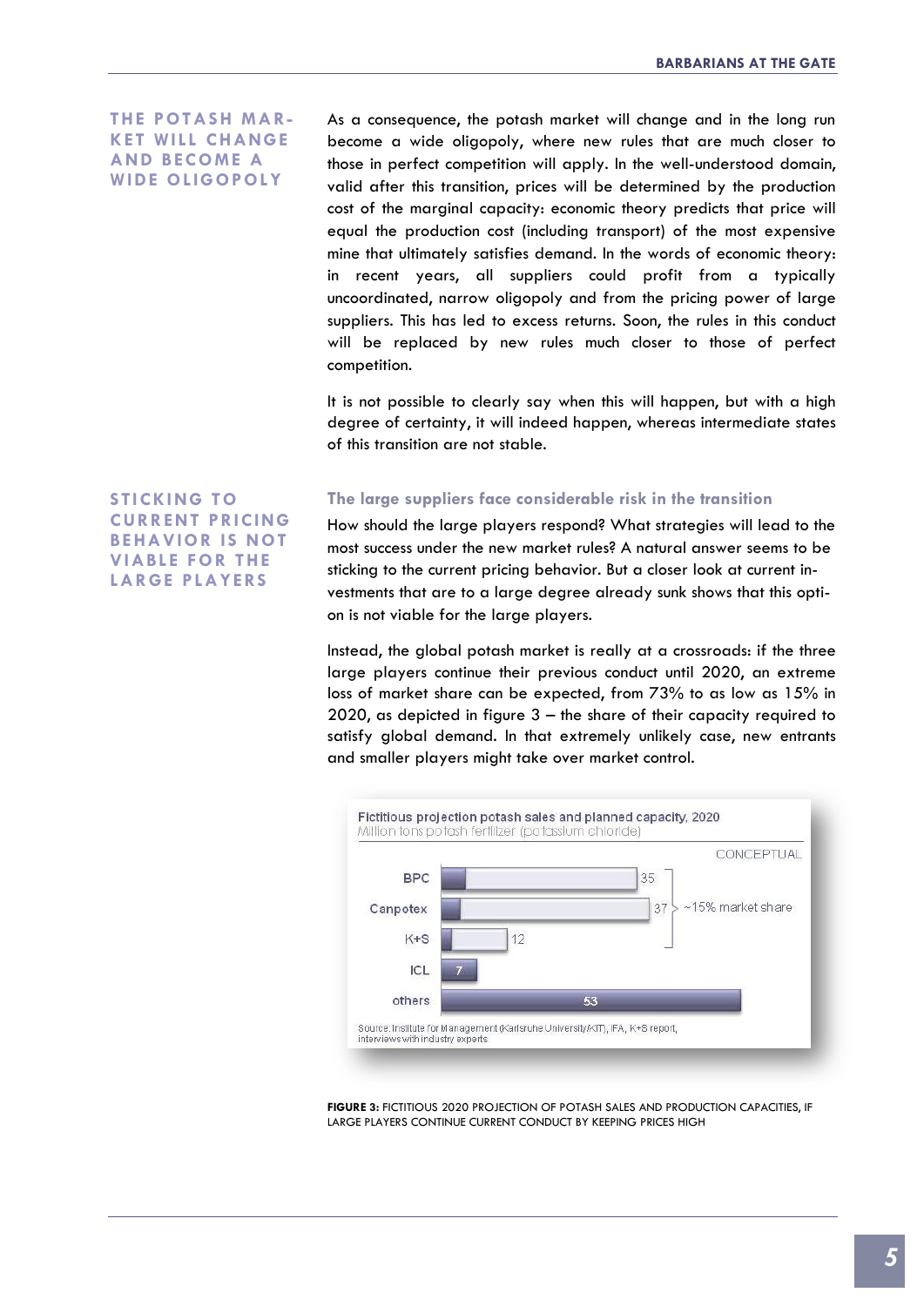**THE POTASH MARKET WILL CHANGE AND BECOME A WIDE OLIGOPOLY**

As a consequence, the potash market will change and in the long run become a wide oligopoly, where new rules that are much closer to those in perfect competition will apply. In the well-understood domain, valid after this transition, prices will be determined by the production cost of the marginal capacity: economic theory predicts that price will equal the production cost (including transport) of the most expensive mine that ultimately satisfies demand. In the words of economic theory: in recent years, all suppliers could profit from a typically uncoordinated, narrow oligopoly and from the pricing power of large suppliers. This has led to excess returns. Soon, the rules in this conduct will be replaced by new rules much closer to those of perfect competition.

It is not possible to clearly say when this will happen, but with a high degree of certainty, it will indeed happen, whereas intermediate states of this transition are not stable.

**STICKING TO CURRENT PRICING BEHAVIOR IS NOT VIABLE FOR THE LARGE PLAYERS**

### The large suppliers face considerable risk in the transition

How should the large players respond? What strategies will lead to the most success under the new market rules? A natural answer seems to be sticking to the current pricing behavior. But a closer look at current investments that are to a large degree already sunk shows that this option is not viable for the large players.

Instead, the global potash market is really at a crossroads: if the three large players continue their previous conduct until 2020, an extreme loss of market share can be expected, from 73% to as low as 15% in 2020, as depicted in figure 3 – the share of their capacity required to satisfy global demand. In that extremely unlikely case, new entrants and smaller players might take over market control.

**Fictitious projection potash sales and planned capacity, 2020**
Million tons potash fertilizer (potassium chloride)

CONCEPTUAL

| Player | Million tons | |
|---|---|---|
| BPC | 35 | ~15% market share (BPC, Canpotex, K+S) |
| Canpotex | 37 | |
| K+S | 12 | |
| ICL | 7 | |
| others | 53 | |

Source: Institute for Management (Karlsruhe University/KIT), IFA, K+S report, interviews with industry experts

**FIGURE 3:** FICTITIOUS 2020 PROJECTION OF POTASH SALES AND PRODUCTION CAPACITIES, IF LARGE PLAYERS CONTINUE CURRENT CONDUCT BY KEEPING PRICES HIGH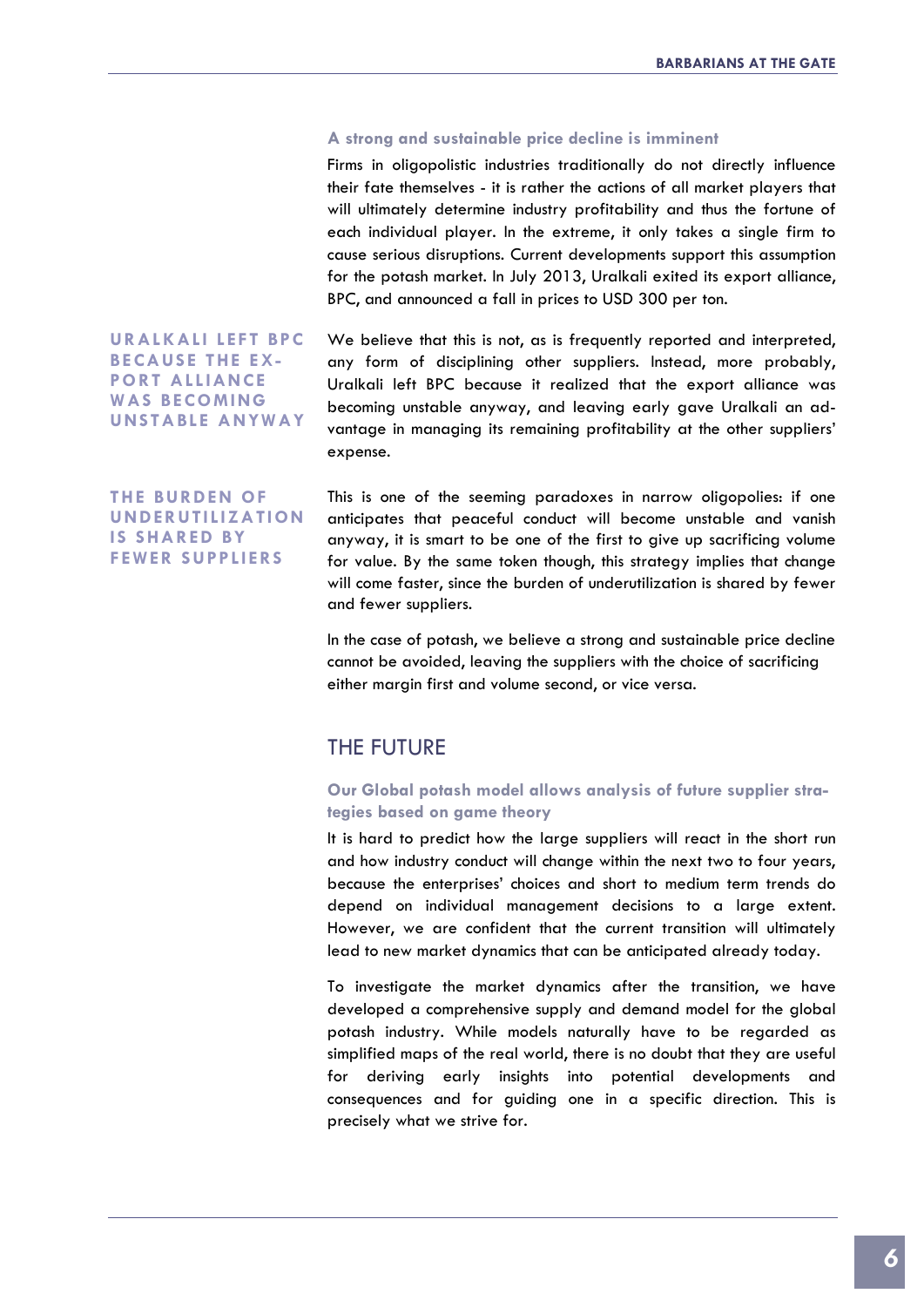### A strong and sustainable price decline is imminent

Firms in oligopolistic industries traditionally do not directly influence their fate themselves - it is rather the actions of all market players that will ultimately determine industry profitability and thus the fortune of each individual player. In the extreme, it only takes a single firm to cause serious disruptions. Current developments support this assumption for the potash market. In July 2013, Uralkali exited its export alliance, BPC, and announced a fall in prices to USD 300 per ton.

**URALKALI LEFT BPC BECAUSE THE EXPORT ALLIANCE WAS BECOMING UNSTABLE ANYWAY**

We believe that this is not, as is frequently reported and interpreted, any form of disciplining other suppliers. Instead, more probably, Uralkali left BPC because it realized that the export alliance was becoming unstable anyway, and leaving early gave Uralkali an advantage in managing its remaining profitability at the other suppliers' expense.

**THE BURDEN OF UNDERUTILIZATION IS SHARED BY FEWER SUPPLIERS**

This is one of the seeming paradoxes in narrow oligopolies: if one anticipates that peaceful conduct will become unstable and vanish anyway, it is smart to be one of the first to give up sacrificing volume for value. By the same token though, this strategy implies that change will come faster, since the burden of underutilization is shared by fewer and fewer suppliers.

In the case of potash, we believe a strong and sustainable price decline cannot be avoided, leaving the suppliers with the choice of sacrificing either margin first and volume second, or vice versa.

## THE FUTURE

### Our Global potash model allows analysis of future supplier strategies based on game theory

It is hard to predict how the large suppliers will react in the short run and how industry conduct will change within the next two to four years, because the enterprises' choices and short to medium term trends do depend on individual management decisions to a large extent. However, we are confident that the current transition will ultimately lead to new market dynamics that can be anticipated already today.

To investigate the market dynamics after the transition, we have developed a comprehensive supply and demand model for the global potash industry. While models naturally have to be regarded as simplified maps of the real world, there is no doubt that they are useful for deriving early insights into potential developments and consequences and for guiding one in a specific direction. This is precisely what we strive for.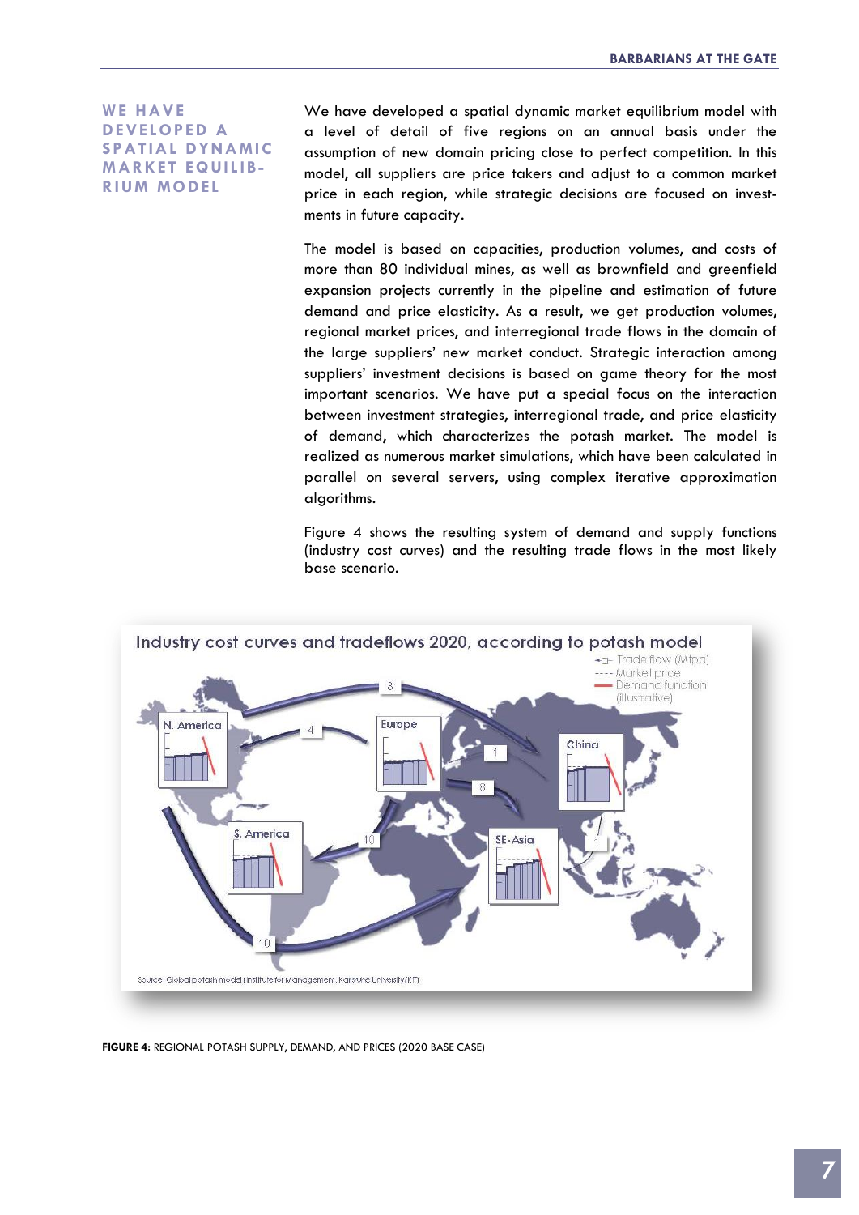**WE HAVE DEVELOPED A SPATIAL DYNAMIC MARKET EQUILIBRIUM MODEL**

We have developed a spatial dynamic market equilibrium model with a level of detail of five regions on an annual basis under the assumption of new domain pricing close to perfect competition. In this model, all suppliers are price takers and adjust to a common market price in each region, while strategic decisions are focused on investments in future capacity.

The model is based on capacities, production volumes, and costs of more than 80 individual mines, as well as brownfield and greenfield expansion projects currently in the pipeline and estimation of future demand and price elasticity. As a result, we get production volumes, regional market prices, and interregional trade flows in the domain of the large suppliers' new market conduct. Strategic interaction among suppliers' investment decisions is based on game theory for the most important scenarios. We have put a special focus on the interaction between investment strategies, interregional trade, and price elasticity of demand, which characterizes the potash market. The model is realized as numerous market simulations, which have been calculated in parallel on several servers, using complex iterative approximation algorithms.

Figure 4 shows the resulting system of demand and supply functions (industry cost curves) and the resulting trade flows in the most likely base scenario.

Industry cost curves and tradeflows 2020, according to potash model

Source: Global potash model (Institute for Management, Karlsruhe University/KIT)

**FIGURE 4:** REGIONAL POTASH SUPPLY, DEMAND, AND PRICES (2020 BASE CASE)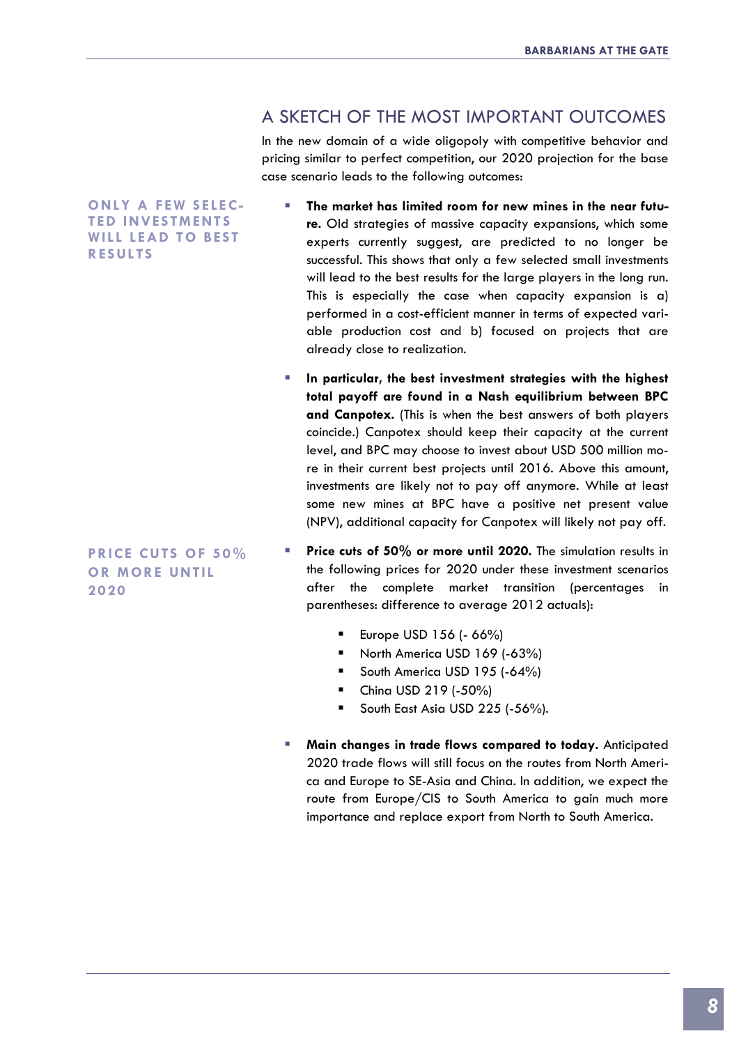## A SKETCH OF THE MOST IMPORTANT OUTCOMES

In the new domain of a wide oligopoly with competitive behavior and pricing similar to perfect competition, our 2020 projection for the base case scenario leads to the following outcomes:

**ONLY A FEW SELECTED INVESTMENTS WILL LEAD TO BEST RESULTS**

- **The market has limited room for new mines in the near future.** Old strategies of massive capacity expansions, which some experts currently suggest, are predicted to no longer be successful. This shows that only a few selected small investments will lead to the best results for the large players in the long run. This is especially the case when capacity expansion is a) performed in a cost-efficient manner in terms of expected variable production cost and b) focused on projects that are already close to realization.

- **In particular, the best investment strategies with the highest total payoff are found in a Nash equilibrium between BPC and Canpotex.** (This is when the best answers of both players coincide.) Canpotex should keep their capacity at the current level, and BPC may choose to invest about USD 500 million more in their current best projects until 2016. Above this amount, investments are likely not to pay off anymore. While at least some new mines at BPC have a positive net present value (NPV), additional capacity for Canpotex will likely not pay off.

**PRICE CUTS OF 50% OR MORE UNTIL 2020**

- **Price cuts of 50% or more until 2020.** The simulation results in the following prices for 2020 under these investment scenarios after the complete market transition (percentages in parentheses: difference to average 2012 actuals):
  - Europe USD 156 (- 66%)
  - North America USD 169 (-63%)
  - South America USD 195 (-64%)
  - China USD 219 (-50%)
  - South East Asia USD 225 (-56%).

- **Main changes in trade flows compared to today.** Anticipated 2020 trade flows will still focus on the routes from North America and Europe to SE-Asia and China. In addition, we expect the route from Europe/CIS to South America to gain much more importance and replace export from North to South America.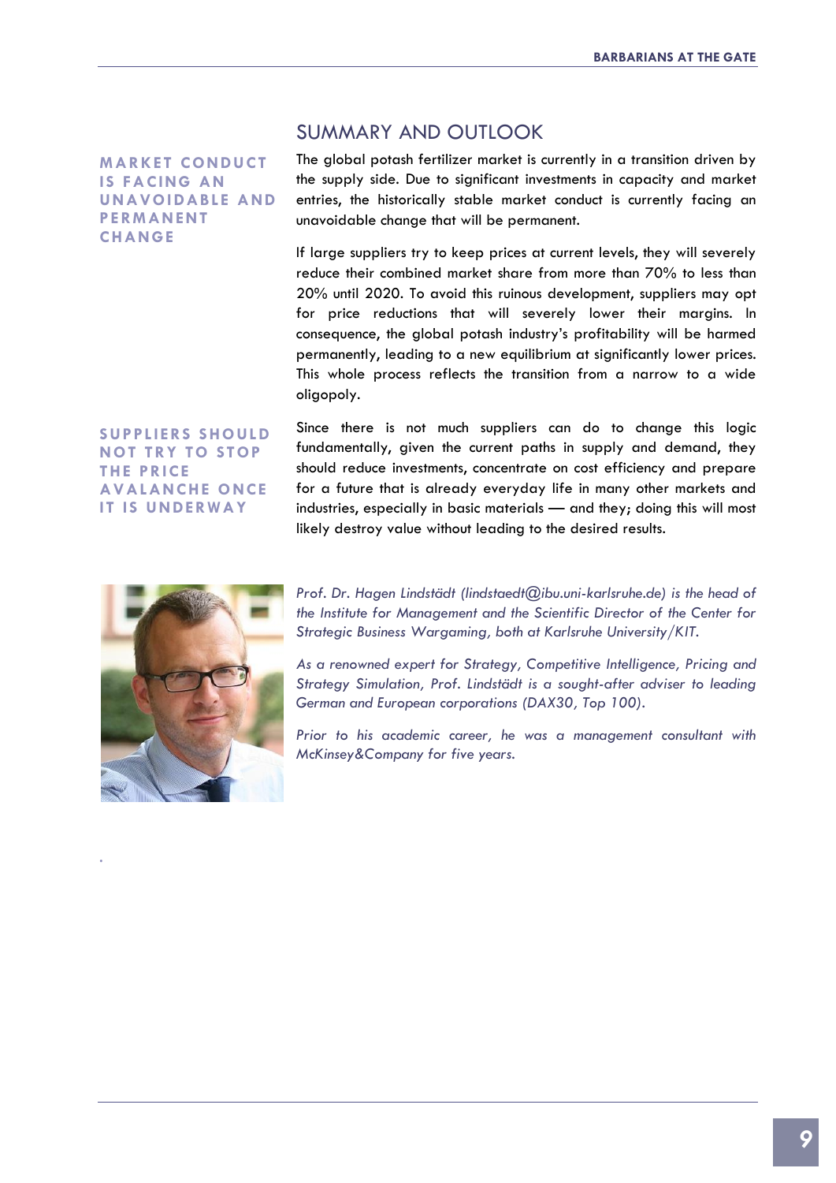## SUMMARY AND OUTLOOK

**MARKET CONDUCT IS FACING AN UNAVOIDABLE AND PERMANENT CHANGE**

The global potash fertilizer market is currently in a transition driven by the supply side. Due to significant investments in capacity and market entries, the historically stable market conduct is currently facing an unavoidable change that will be permanent.

If large suppliers try to keep prices at current levels, they will severely reduce their combined market share from more than 70% to less than 20% until 2020. To avoid this ruinous development, suppliers may opt for price reductions that will severely lower their margins. In consequence, the global potash industry's profitability will be harmed permanently, leading to a new equilibrium at significantly lower prices. This whole process reflects the transition from a narrow to a wide oligopoly.

**SUPPLIERS SHOULD NOT TRY TO STOP THE PRICE AVALANCHE ONCE IT IS UNDERWAY**

Since there is not much suppliers can do to change this logic fundamentally, given the current paths in supply and demand, they should reduce investments, concentrate on cost efficiency and prepare for a future that is already everyday life in many other markets and industries, especially in basic materials — and they; doing this will most likely destroy value without leading to the desired results.

*Prof. Dr. Hagen Lindstädt (lindstaedt@ibu.uni-karlsruhe.de) is the head of the Institute for Management and the Scientific Director of the Center for Strategic Business Wargaming, both at Karlsruhe University/KIT.*

*As a renowned expert for Strategy, Competitive Intelligence, Pricing and Strategy Simulation, Prof. Lindstädt is a sought-after adviser to leading German and European corporations (DAX30, Top 100).*

*Prior to his academic career, he was a management consultant with McKinsey&Company for five years.*